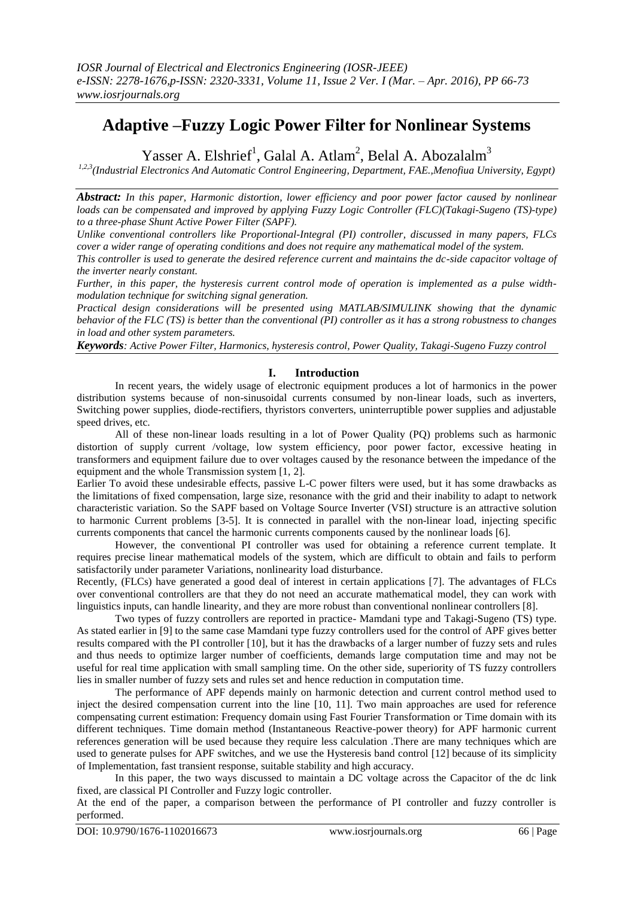# Adaptive –Fuzzy Logic Power Filter for Nonlinear Systems

Yasser A. Elshrief[1], Galal A. Atlam[2], Belal A. Abozalalm[3]

[1,2,3](Industrial Electronics And Automatic Control Engineering, Department, FAE.,Menofiua University, Egypt)

***Abstract:*** *In this paper, Harmonic distortion, lower efficiency and poor power factor caused by nonlinear loads can be compensated and improved by applying Fuzzy Logic Controller (FLC)(Takagi-Sugeno (TS)-type) to a three-phase Shunt Active Power Filter (SAPF).*

*Unlike conventional controllers like Proportional-Integral (PI) controller, discussed in many papers, FLCs cover a wider range of operating conditions and does not require any mathematical model of the system.*

*This controller is used to generate the desired reference current and maintains the dc-side capacitor voltage of the inverter nearly constant.*

*Further, in this paper, the hysteresis current control mode of operation is implemented as a pulse width-modulation technique for switching signal generation.*

*Practical design considerations will be presented using MATLAB/SIMULINK showing that the dynamic behavior of the FLC (TS) is better than the conventional (PI) controller as it has a strong robustness to changes in load and other system parameters.*

***Keywords****: Active Power Filter, Harmonics, hysteresis control, Power Quality, Takagi-Sugeno Fuzzy control*

## I. Introduction

In recent years, the widely usage of electronic equipment produces a lot of harmonics in the power distribution systems because of non-sinusoidal currents consumed by non-linear loads, such as inverters, Switching power supplies, diode-rectifiers, thyristors converters, uninterruptible power supplies and adjustable speed drives, etc.

All of these non-linear loads resulting in a lot of Power Quality (PQ) problems such as harmonic distortion of supply current /voltage, low system efficiency, poor power factor, excessive heating in transformers and equipment failure due to over voltages caused by the resonance between the impedance of the equipment and the whole Transmission system [1, 2].

Earlier To avoid these undesirable effects, passive L-C power filters were used, but it has some drawbacks as the limitations of fixed compensation, large size, resonance with the grid and their inability to adapt to network characteristic variation. So the SAPF based on Voltage Source Inverter (VSI) structure is an attractive solution to harmonic Current problems [3-5]. It is connected in parallel with the non-linear load, injecting specific currents components that cancel the harmonic currents components caused by the nonlinear loads [6].

However, the conventional PI controller was used for obtaining a reference current template. It requires precise linear mathematical models of the system, which are difficult to obtain and fails to perform satisfactorily under parameter Variations, nonlinearity load disturbance.

Recently, (FLCs) have generated a good deal of interest in certain applications [7]. The advantages of FLCs over conventional controllers are that they do not need an accurate mathematical model, they can work with linguistics inputs, can handle linearity, and they are more robust than conventional nonlinear controllers [8].

Two types of fuzzy controllers are reported in practice- Mamdani type and Takagi-Sugeno (TS) type. As stated earlier in [9] to the same case Mamdani type fuzzy controllers used for the control of APF gives better results compared with the PI controller [10], but it has the drawbacks of a larger number of fuzzy sets and rules and thus needs to optimize larger number of coefficients, demands large computation time and may not be useful for real time application with small sampling time. On the other side, superiority of TS fuzzy controllers lies in smaller number of fuzzy sets and rules set and hence reduction in computation time.

The performance of APF depends mainly on harmonic detection and current control method used to inject the desired compensation current into the line [10, 11]. Two main approaches are used for reference compensating current estimation: Frequency domain using Fast Fourier Transformation or Time domain with its different techniques. Time domain method (Instantaneous Reactive-power theory) for APF harmonic current references generation will be used because they require less calculation .There are many techniques which are used to generate pulses for APF switches, and we use the Hysteresis band control [12] because of its simplicity of Implementation, fast transient response, suitable stability and high accuracy.

In this paper, the two ways discussed to maintain a DC voltage across the Capacitor of the dc link fixed, are classical PI Controller and Fuzzy logic controller.

At the end of the paper, a comparison between the performance of PI controller and fuzzy controller is performed.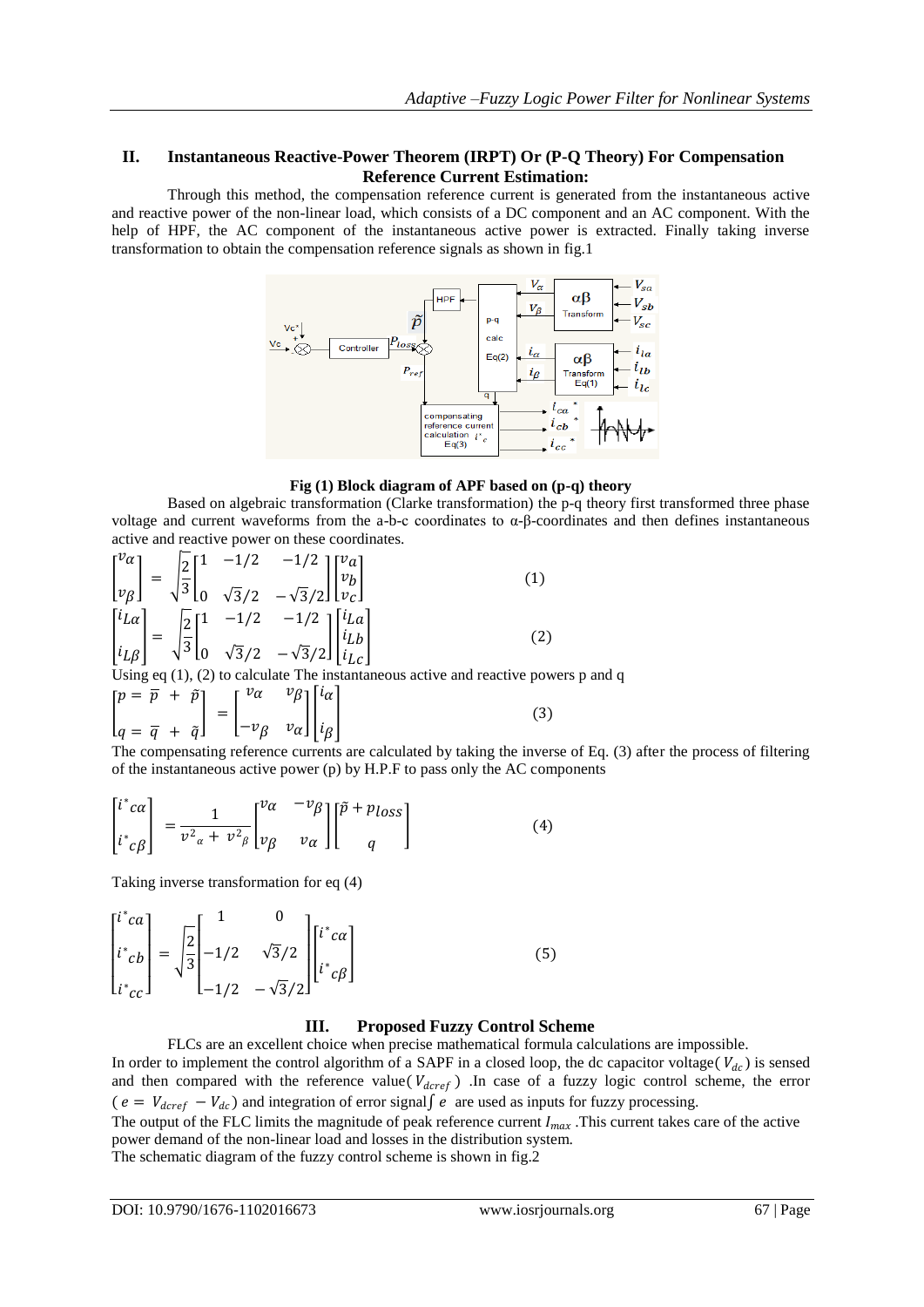## II. Instantaneous Reactive-Power Theorem (IRPT) Or (P-Q Theory) For Compensation Reference Current Estimation:

Through this method, the compensation reference current is generated from the instantaneous active and reactive power of the non-linear load, which consists of a DC component and an AC component. With the help of HPF, the AC component of the instantaneous active power is extracted. Finally taking inverse transformation to obtain the compensation reference signals as shown in fig.1

Vc*
Vc
Controller
$P_{loss}$
$P_{ref}$
$\tilde{p}$
HPF
p-q calc Eq(2)
q
$V_\alpha$
$V_\beta$
$i_\alpha$
$i_\beta$
αβ Transform
αβ Transform Eq(1)
$V_{sa}$
$V_{sb}$
$V_{sc}$
$i_{la}$
$i_{lb}$
$i_{lc}$
compensating reference current calculation $i^*_c$ Eq(3)
$i_{ca}^*$
$i_{cb}^*$
$i_{cc}^*$

**Fig (1) Block diagram of APF based on (p-q) theory**

Based on algebraic transformation (Clarke transformation) the p-q theory first transformed three phase voltage and current waveforms from the a-b-c coordinates to α-β-coordinates and then defines instantaneous active and reactive power on these coordinates.

$$\begin{bmatrix} v_\alpha \\ v_\beta \end{bmatrix} = \sqrt{\frac{2}{3}} \begin{bmatrix} 1 & -1/2 & -1/2 \\ 0 & \sqrt{3}/2 & -\sqrt{3}/2 \end{bmatrix} \begin{bmatrix} v_a \\ v_b \\ v_c \end{bmatrix} \qquad (1)$$

$$\begin{bmatrix} i_{L\alpha} \\ i_{L\beta} \end{bmatrix} = \sqrt{\frac{2}{3}} \begin{bmatrix} 1 & -1/2 & -1/2 \\ 0 & \sqrt{3}/2 & -\sqrt{3}/2 \end{bmatrix} \begin{bmatrix} i_{La} \\ i_{Lb} \\ i_{Lc} \end{bmatrix} \qquad (2)$$

Using eq (1), (2) to calculate The instantaneous active and reactive powers p and q

$$\begin{bmatrix} p = \bar{p} + \tilde{p} \\ q = \bar{q} + \tilde{q} \end{bmatrix} = \begin{bmatrix} v_\alpha & v_\beta \\ -v_\beta & v_\alpha \end{bmatrix} \begin{bmatrix} i_\alpha \\ i_\beta \end{bmatrix} \qquad (3)$$

The compensating reference currents are calculated by taking the inverse of Eq. (3) after the process of filtering of the instantaneous active power (p) by H.P.F to pass only the AC components

$$\begin{bmatrix} i^*_{c\alpha} \\ i^*_{c\beta} \end{bmatrix} = \frac{1}{v^2_\alpha + v^2_\beta} \begin{bmatrix} v_\alpha & -v_\beta \\ v_\beta & v_\alpha \end{bmatrix} \begin{bmatrix} \tilde{p} + p_{loss} \\ q \end{bmatrix} \qquad (4)$$

Taking inverse transformation for eq (4)

$$\begin{bmatrix} i^*_{ca} \\ i^*_{cb} \\ i^*_{cc} \end{bmatrix} = \sqrt{\frac{2}{3}} \begin{bmatrix} 1 & 0 \\ -1/2 & \sqrt{3}/2 \\ -1/2 & -\sqrt{3}/2 \end{bmatrix} \begin{bmatrix} i^*_{c\alpha} \\ i^*_{c\beta} \end{bmatrix} \qquad (5)$$

## III. Proposed Fuzzy Control Scheme

FLCs are an excellent choice when precise mathematical formula calculations are impossible.
In order to implement the control algorithm of a SAPF in a closed loop, the dc capacitor voltage($V_{dc}$) is sensed and then compared with the reference value($V_{dcref}$) .In case of a fuzzy logic control scheme, the error ($e = V_{dcref} - V_{dc}$) and integration of error signal $\int e$ are used as inputs for fuzzy processing.
The output of the FLC limits the magnitude of peak reference current $I_{max}$ .This current takes care of the active power demand of the non-linear load and losses in the distribution system.
The schematic diagram of the fuzzy control scheme is shown in fig.2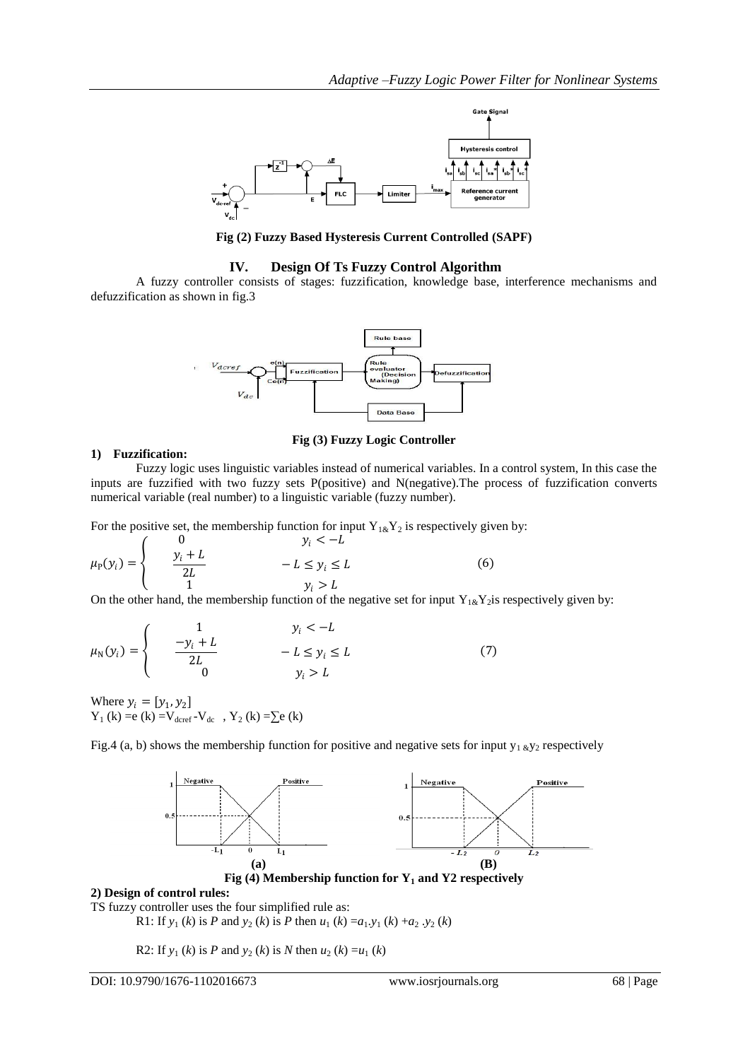Gate Signal

Hysteresis control

$i_{sa}$ $i_{sb}$ $i_{sc}$ $i_{sa}^*$ $i_{sb}^*$ $i_{sc}^*$

Reference current generator

$i_{max}$

Limiter

FLC

$z^{-1}$

ΔE

E

$V_{dc-ref}$

$V_{dc}$

**Fig (2) Fuzzy Based Hysteresis Current Controlled (SAPF)**

## IV. Design Of Ts Fuzzy Control Algorithm

A fuzzy controller consists of stages: fuzzification, knowledge base, interference mechanisms and defuzzification as shown in fig.3

$V_{dcref}$

$V_{dc}$

e(n)

Ce(n)

Fuzzification

Rule base

Rule evaluator (Decision Making)

Defuzzification

Data Base

**Fig (3) Fuzzy Logic Controller**

### 1) Fuzzification:

Fuzzy logic uses linguistic variables instead of numerical variables. In a control system, In this case the inputs are fuzzified with two fuzzy sets P(positive) and N(negative).The process of fuzzification converts numerical variable (real number) to a linguistic variable (fuzzy number).

For the positive set, the membership function for input $Y_1$ & $Y_2$ is respectively given by:

$$\mu_P(y_i) = \begin{cases} 0 & y_i < -L \\ \dfrac{y_i + L}{2L} & -L \leq y_i \leq L \\ 1 & y_i > L \end{cases} \qquad (6)$$

On the other hand, the membership function of the negative set for input $Y_1$ & $Y_2$ is respectively given by:

$$\mu_N(y_i) = \begin{cases} 1 & y_i < -L \\ \dfrac{-y_i + L}{2L} & -L \leq y_i \leq L \\ 0 & y_i > L \end{cases} \qquad (7)$$

Where $y_i = [y_1, y_2]$

$Y_1(k) = e(k) = V_{dcref} - V_{dc}$ , $Y_2(k) = \sum e(k)$

Fig.4 (a, b) shows the membership function for positive and negative sets for input $y_1$ & $y_2$ respectively

Negative

Positive

1

0.5

$-L_1$ 0 $L_1$

(a)

Negative

Positive

1

0.5

$-L_2$ 0 $L_2$

(B)

**Fig (4) Membership function for $Y_1$ and Y2 respectively**

### 2) Design of control rules:

TS fuzzy controller uses the four simplified rule as:

R1: If $y_1(k)$ is $P$ and $y_2(k)$ is $P$ then $u_1(k) = a_1.y_1(k) + a_2.y_2(k)$

R2: If $y_1(k)$ is $P$ and $y_2(k)$ is $N$ then $u_2(k) = u_1(k)$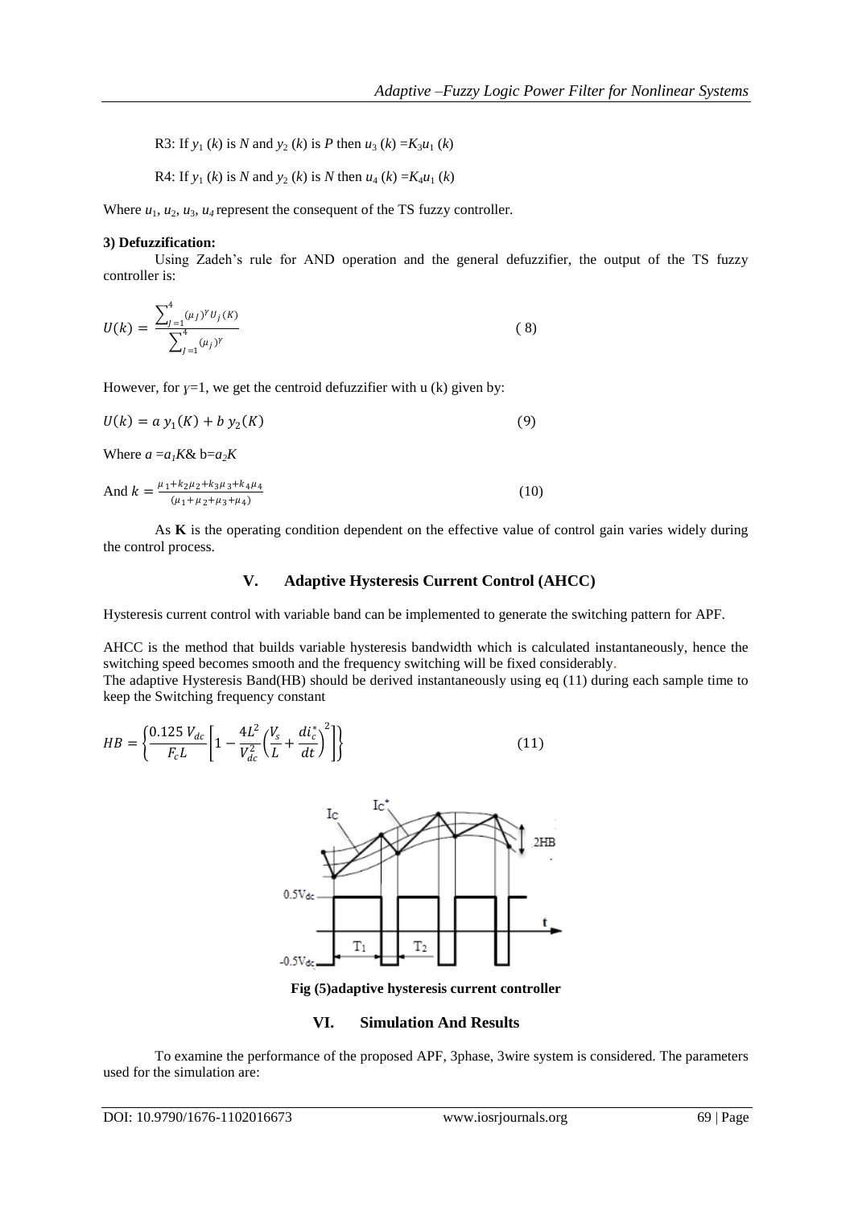R3: If $y_1(k)$ is $N$ and $y_2(k)$ is $P$ then $u_3(k) = K_3 u_1(k)$

R4: If $y_1(k)$ is $N$ and $y_2(k)$ is $N$ then $u_4(k) = K_4 u_1(k)$

Where $u_1$, $u_2$, $u_3$, $u_4$ represent the consequent of the TS fuzzy controller.

**3) Defuzzification:**

Using Zadeh's rule for AND operation and the general defuzzifier, the output of the TS fuzzy controller is:

$$U(k) = \frac{\sum_{J=1}^{4} (\mu_J)^{\gamma} U_j(K)}{\sum_{J=1}^{4} (\mu_j)^{\gamma}} \tag{8}$$

However, for $\gamma=1$, we get the centroid defuzzifier with u (k) given by:

$$U(k) = a\, y_1(K) + b\, y_2(K) \tag{9}$$

Where $a = a_1 K$& $b = a_2 K$

And $k = \frac{\mu_1 + k_2\mu_2 + k_3\mu_3 + k_4\mu_4}{(\mu_1 + \mu_2 + \mu_3 + \mu_4)}$ (10)

As **K** is the operating condition dependent on the effective value of control gain varies widely during the control process.

## V. Adaptive Hysteresis Current Control (AHCC)

Hysteresis current control with variable band can be implemented to generate the switching pattern for APF.

AHCC is the method that builds variable hysteresis bandwidth which is calculated instantaneously, hence the switching speed becomes smooth and the frequency switching will be fixed considerably.
The adaptive Hysteresis Band(HB) should be derived instantaneously using eq (11) during each sample time to keep the Switching frequency constant

$$HB = \left\{ \frac{0.125\, V_{dc}}{F_c L} \left[ 1 - \frac{4L^2}{V_{dc}^2} \left( \frac{V_s}{L} + \frac{di_c^*}{dt} \right)^2 \right] \right\} \tag{11}$$

Ic

Ic*

2HB

0.5Vdc

-0.5Vdc

T1

T2

t

**Fig (5)adaptive hysteresis current controller**

## VI. Simulation And Results

To examine the performance of the proposed APF, 3phase, 3wire system is considered. The parameters used for the simulation are: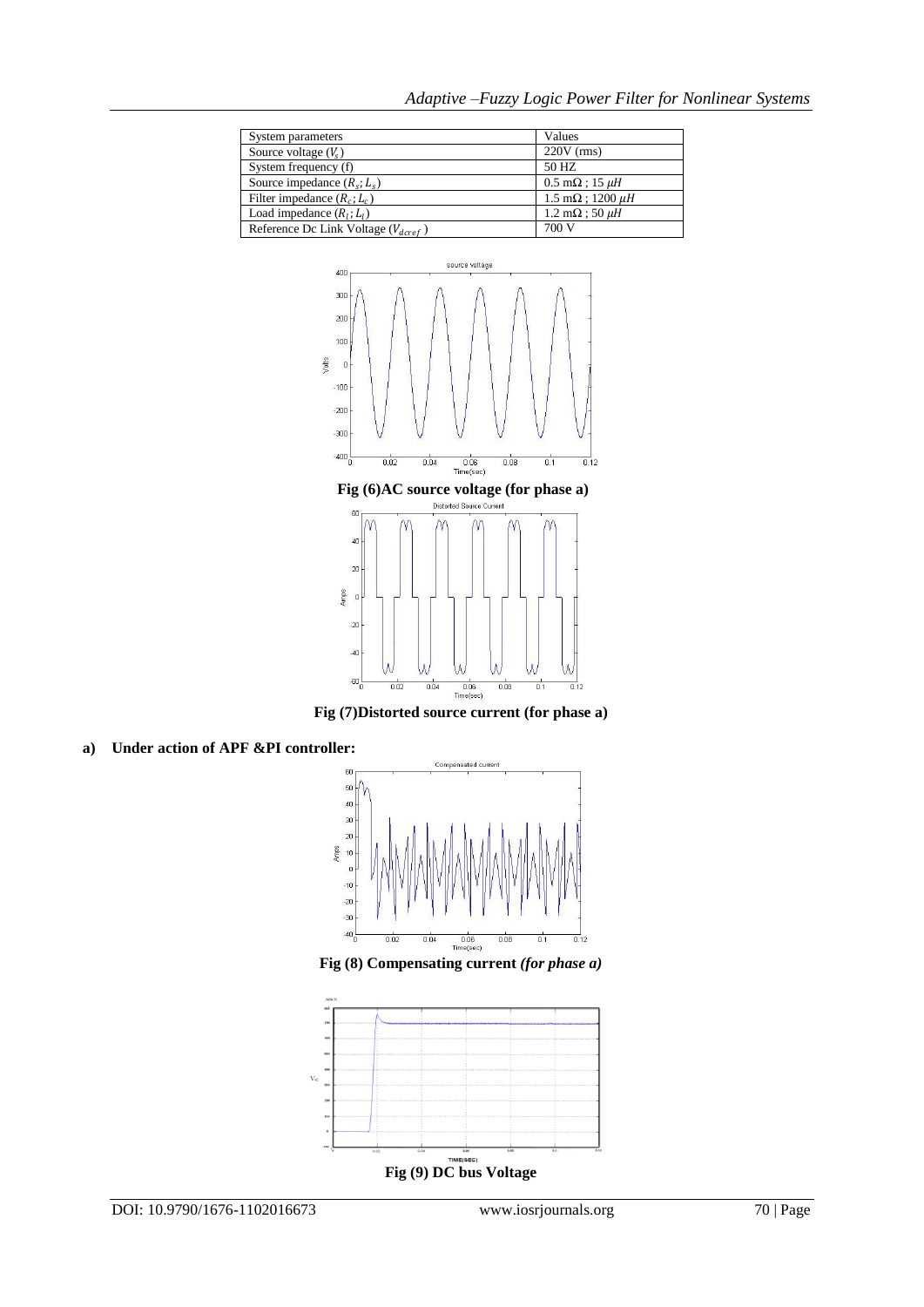| System parameters | Values |
|---|---|
| Source voltage ($V_s$) | 220V (rms) |
| System frequency (f) | 50 HZ |
| Source impedance ($R_s$; $L_s$) | 0.5 mΩ ; 15 $\mu H$ |
| Filter impedance ($R_c$; $L_c$) | 1.5 mΩ ; 1200 $\mu H$ |
| Load impedance ($R_l$; $L_l$) | 1.2 mΩ ; 50 $\mu H$ |
| Reference Dc Link Voltage ($V_{dcref}$) | 700 V |

source voltage

Volts

Time(sec)

**Fig (6)AC source voltage (for phase a)**

Distorted Source Current

Amps

Time(sec)

**Fig (7)Distorted source current (for phase a)**

**a) Under action of APF &PI controller:**

Compensated current

Amps

Time(sec)

**Fig (8) Compensating current *(for phase a)***

Vc

TIME(SEC)

**Fig (9) DC bus Voltage**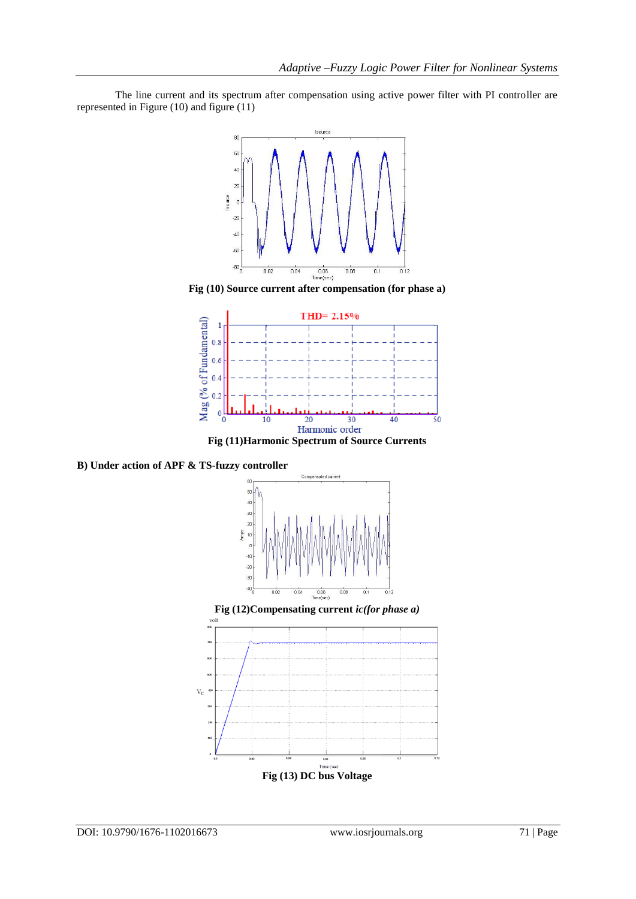The line current and its spectrum after compensation using active power filter with PI controller are represented in Figure (10) and figure (11)

Isource

Isource

Time(sec)

**Fig (10) Source current after compensation (for phase a)**

THD= 2.15%

Mag (% of Fundamental)

Harmonic order

**Fig (11)Harmonic Spectrum of Source Currents**

**B) Under action of APF & TS-fuzzy controller**

Compensated current

Amps

Time(sec)

**Fig (12)Compensating current *ic(for phase a)***

volt

$V_c$

Time (sec)

**Fig (13) DC bus Voltage**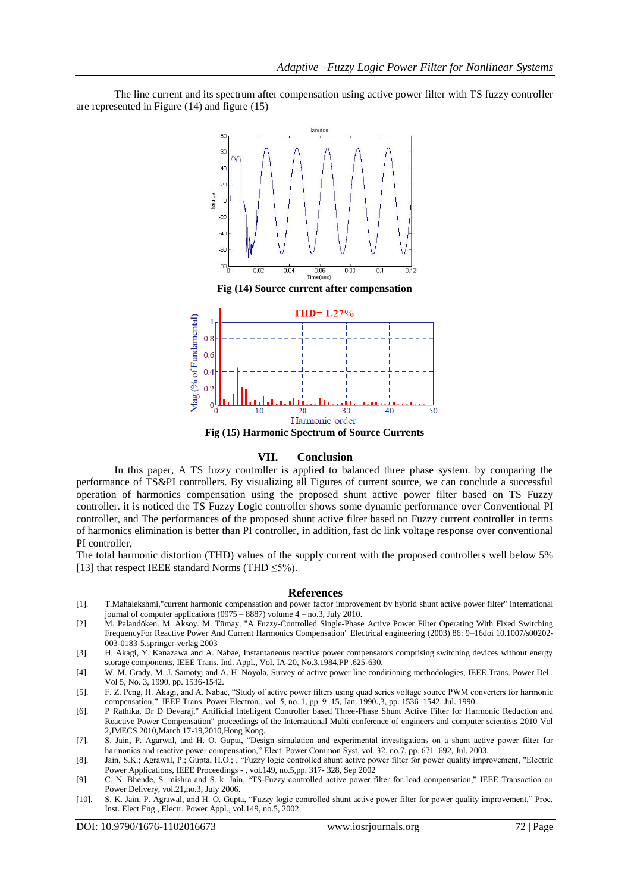The line current and its spectrum after compensation using active power filter with TS fuzzy controller are represented in Figure (14) and figure (15)

Isource

Isource

Time(sec)

Fig (14) Source current after compensation

THD= 1.27%

Mag (% of Fundamental)

Harmonic order

Fig (15) Harmonic Spectrum of Source Currents

## VII. Conclusion

In this paper, A TS fuzzy controller is applied to balanced three phase system. by comparing the performance of TS&PI controllers. By visualizing all Figures of current source, we can conclude a successful operation of harmonics compensation using the proposed shunt active power filter based on TS Fuzzy controller. it is noticed the TS Fuzzy Logic controller shows some dynamic performance over Conventional PI controller, and The performances of the proposed shunt active filter based on Fuzzy current controller in terms of harmonics elimination is better than PI controller, in addition, fast dc link voltage response over conventional PI controller,

The total harmonic distortion (THD) values of the supply current with the proposed controllers well below 5% [13] that respect IEEE standard Norms (THD ≤5%).

## References

[1]. T.Mahalekshmi,"current harmonic compensation and power factor improvement by hybrid shunt active power filter" international journal of computer applications (0975 – 8887) volume 4 – no.3, July 2010.

[2]. M. Palandöken. M. Aksoy. M. Tümay, "A Fuzzy-Controlled Single-Phase Active Power Filter Operating With Fixed Switching FrequencyFor Reactive Power And Current Harmonics Compensation" Electrical engineering (2003) 86: 9–16doi 10.1007/s00202-003-0183-5.springer-verlag 2003

[3]. H. Akagi, Y. Kanazawa and A. Nabae, Instantaneous reactive power compensators comprising switching devices without energy storage components, IEEE Trans. Ind. Appl., Vol. IA-20, No.3,1984,PP .625-630.

[4]. W. M. Grady, M. J. Samotyj and A. H. Noyola, Survey of active power line conditioning methodologies, IEEE Trans. Power Del., Vol 5, No. 3, 1990, pp. 1536-1542.

[5]. F. Z. Peng, H. Akagi, and A. Nabae, "Study of active power filters using quad series voltage source PWM converters for harmonic compensation," IEEE Trans. Power Electron., vol. 5, no. 1, pp. 9–15, Jan. 1990.,3, pp. 1536–1542, Jul. 1990.

[6]. P Rathika, Dr D Devaraj," Artificial Intelligent Controller based Three-Phase Shunt Active Filter for Harmonic Reduction and Reactive Power Compensation" proceedings of the International Multi conference of engineers and computer scientists 2010 Vol 2,IMECS 2010,March 17-19,2010,Hong Kong.

[7]. S. Jain, P. Agarwal, and H. O. Gupta, "Design simulation and experimental investigations on a shunt active power filter for harmonics and reactive power compensation," Elect. Power Common Syst, vol. 32, no.7, pp. 671–692, Jul. 2003.

[8]. Jain, S.K.; Agrawal, P.; Gupta, H.O.; , "Fuzzy logic controlled shunt active power filter for power quality improvement, "Electric Power Applications, IEEE Proceedings - , vol.149, no.5,pp. 317- 328, Sep 2002

[9]. C. N. Bhende, S. mishra and S. k. Jain, "TS-Fuzzy controlled active power filter for load compensation," IEEE Transaction on Power Delivery, vol.21,no.3, July 2006.

[10]. S. K. Jain, P. Agrawal, and H. O. Gupta, "Fuzzy logic controlled shunt active power filter for power quality improvement," Proc. Inst. Elect Eng., Electr. Power Appl., vol.149, no.5, 2002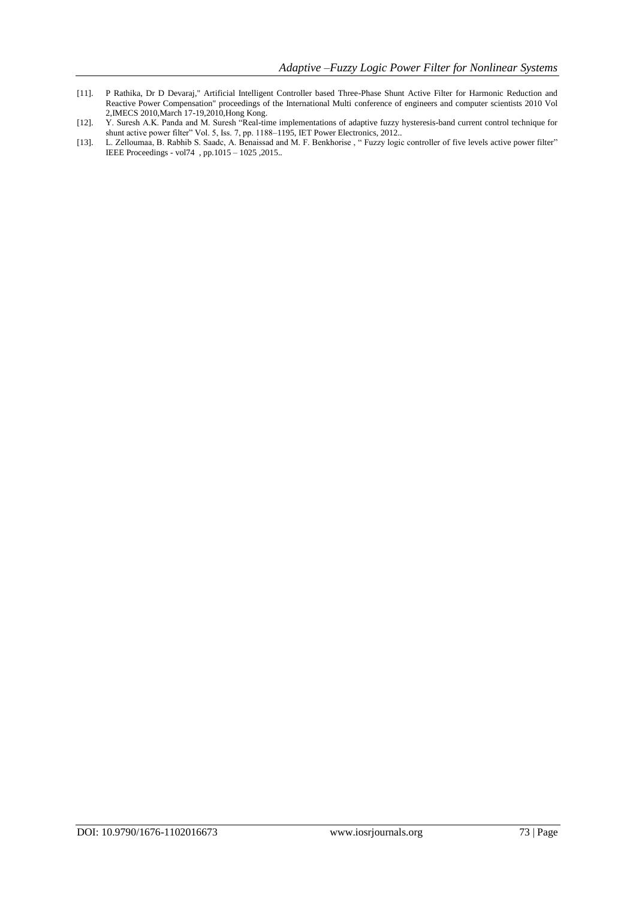[11]. P Rathika, Dr D Devaraj," Artificial Intelligent Controller based Three-Phase Shunt Active Filter for Harmonic Reduction and Reactive Power Compensation" proceedings of the International Multi conference of engineers and computer scientists 2010 Vol 2,IMECS 2010,March 17-19,2010,Hong Kong.

[12]. Y. Suresh A.K. Panda and M. Suresh "Real-time implementations of adaptive fuzzy hysteresis-band current control technique for shunt active power filter" Vol. 5, Iss. 7, pp. 1188–1195, IET Power Electronics, 2012..

[13]. L. Zelloumaa, B. Rabhib S. Saadc, A. Benaissad and M. F. Benkhorise , " Fuzzy logic controller of five levels active power filter" IEEE Proceedings - vol74 , pp.1015 – 1025 ,2015..